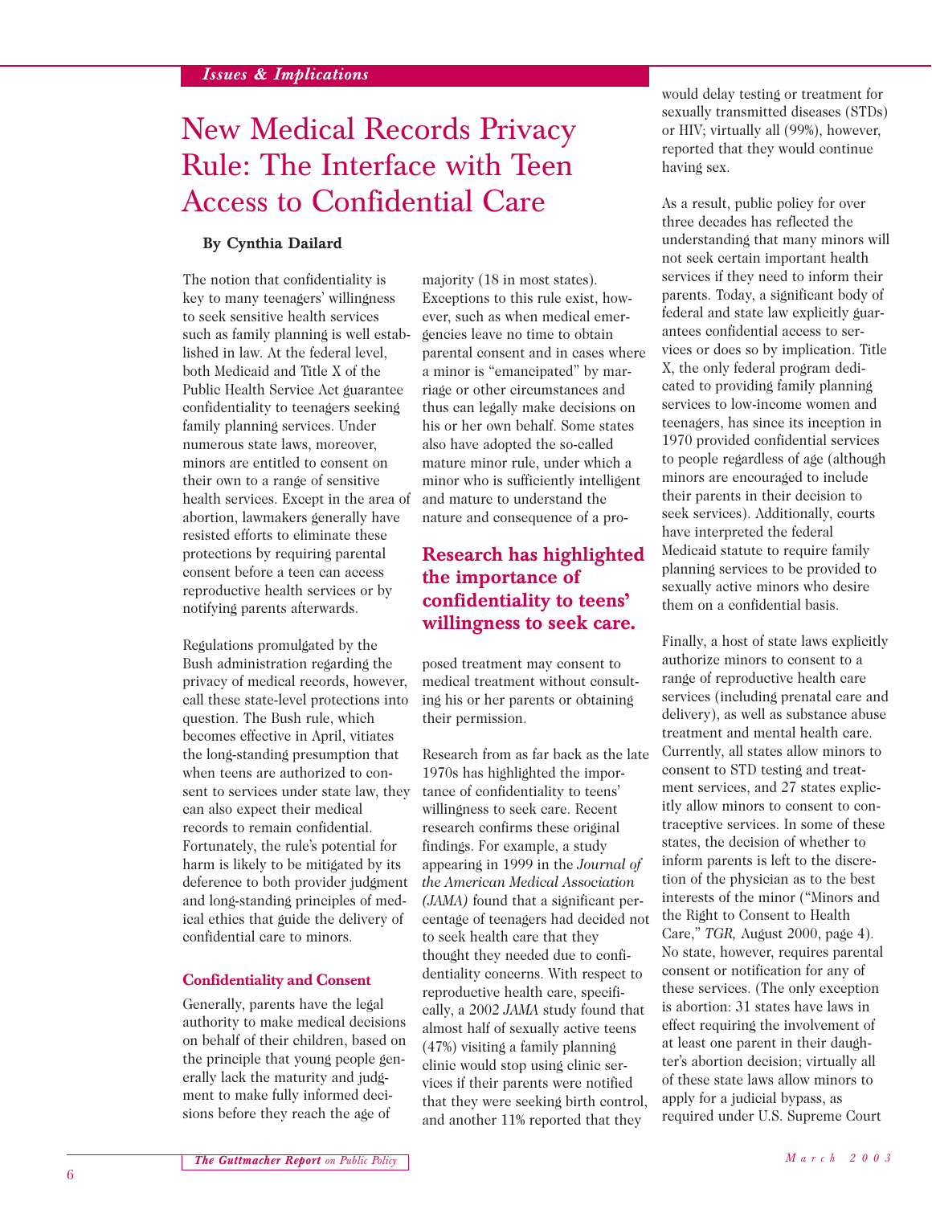*Issues & Implications*

# New Medical Records Privacy Rule: The Interface with Teen Access to Confidential Care

**By Cynthia Dailard**

The notion that confidentiality is key to many teenagers' willingness to seek sensitive health services such as family planning is well established in law. At the federal level, both Medicaid and Title X of the Public Health Service Act guarantee confidentiality to teenagers seeking family planning services. Under numerous state laws, moreover, minors are entitled to consent on their own to a range of sensitive health services. Except in the area of abortion, lawmakers generally have resisted efforts to eliminate these protections by requiring parental consent before a teen can access reproductive health services or by notifying parents afterwards.

Regulations promulgated by the Bush administration regarding the privacy of medical records, however, call these state-level protections into question. The Bush rule, which becomes effective in April, vitiates the long-standing presumption that when teens are authorized to consent to services under state law, they can also expect their medical records to remain confidential. Fortunately, the rule's potential for harm is likely to be mitigated by its deference to both provider judgment and long-standing principles of medical ethics that guide the delivery of confidential care to minors.

## Confidentiality and Consent

Generally, parents have the legal authority to make medical decisions on behalf of their children, based on the principle that young people generally lack the maturity and judgment to make fully informed decisions before they reach the age of majority (18 in most states). Exceptions to this rule exist, however, such as when medical emergencies leave no time to obtain parental consent and in cases where a minor is "emancipated" by marriage or other circumstances and thus can legally make decisions on his or her own behalf. Some states also have adopted the so-called mature minor rule, under which a minor who is sufficiently intelligent and mature to understand the nature and consequence of a proposed treatment may consent to medical treatment without consulting his or her parents or obtaining their permission.

**Research has highlighted the importance of confidentiality to teens' willingness to seek care.**

Research from as far back as the late 1970s has highlighted the importance of confidentiality to teens' willingness to seek care. Recent research confirms these original findings. For example, a study appearing in 1999 in the *Journal of the American Medical Association (JAMA)* found that a significant percentage of teenagers had decided not to seek health care that they thought they needed due to confidentiality concerns. With respect to reproductive health care, specifically, a 2002 *JAMA* study found that almost half of sexually active teens (47%) visiting a family planning clinic would stop using clinic services if their parents were notified that they were seeking birth control, and another 11% reported that they would delay testing or treatment for sexually transmitted diseases (STDs) or HIV; virtually all (99%), however, reported that they would continue having sex.

As a result, public policy for over three decades has reflected the understanding that many minors will not seek certain important health services if they need to inform their parents. Today, a significant body of federal and state law explicitly guarantees confidential access to services or does so by implication. Title X, the only federal program dedicated to providing family planning services to low-income women and teenagers, has since its inception in 1970 provided confidential services to people regardless of age (although minors are encouraged to include their parents in their decision to seek services). Additionally, courts have interpreted the federal Medicaid statute to require family planning services to be provided to sexually active minors who desire them on a confidential basis.

Finally, a host of state laws explicitly authorize minors to consent to a range of reproductive health care services (including prenatal care and delivery), as well as substance abuse treatment and mental health care. Currently, all states allow minors to consent to STD testing and treatment services, and 27 states explicitly allow minors to consent to contraceptive services. In some of these states, the decision of whether to inform parents is left to the discretion of the physician as to the best interests of the minor ("Minors and the Right to Consent to Health Care," *TGR,* August 2000, page 4). No state, however, requires parental consent or notification for any of these services. (The only exception is abortion: 31 states have laws in effect requiring the involvement of at least one parent in their daughter's abortion decision; virtually all of these state laws allow minors to apply for a judicial bypass, as required under U.S. Supreme Court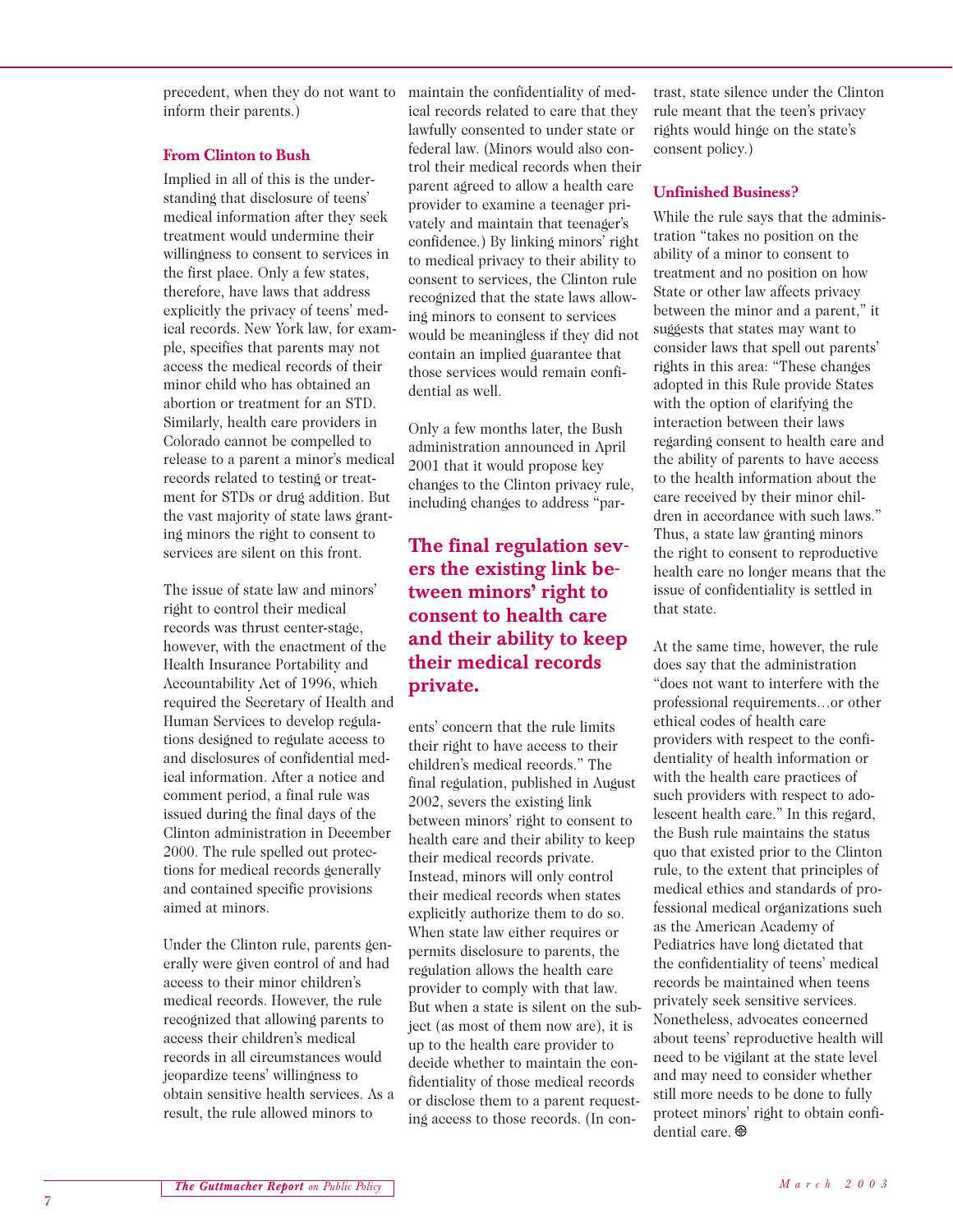precedent, when they do not want to inform their parents.)

### From Clinton to Bush

Implied in all of this is the understanding that disclosure of teens' medical information after they seek treatment would undermine their willingness to consent to services in the first place. Only a few states, therefore, have laws that address explicitly the privacy of teens' medical records. New York law, for example, specifies that parents may not access the medical records of their minor child who has obtained an abortion or treatment for an STD. Similarly, health care providers in Colorado cannot be compelled to release to a parent a minor's medical records related to testing or treatment for STDs or drug addition. But the vast majority of state laws granting minors the right to consent to services are silent on this front.

The issue of state law and minors' right to control their medical records was thrust center-stage, however, with the enactment of the Health Insurance Portability and Accountability Act of 1996, which required the Secretary of Health and Human Services to develop regulations designed to regulate access to and disclosures of confidential medical information. After a notice and comment period, a final rule was issued during the final days of the Clinton administration in December 2000. The rule spelled out protections for medical records generally and contained specific provisions aimed at minors.

Under the Clinton rule, parents generally were given control of and had access to their minor children's medical records. However, the rule recognized that allowing parents to access their children's medical records in all circumstances would jeopardize teens' willingness to obtain sensitive health services. As a result, the rule allowed minors to maintain the confidentiality of medical records related to care that they lawfully consented to under state or federal law. (Minors would also control their medical records when their parent agreed to allow a health care provider to examine a teenager privately and maintain that teenager's confidence.) By linking minors' right to medical privacy to their ability to consent to services, the Clinton rule recognized that the state laws allowing minors to consent to services would be meaningless if they did not contain an implied guarantee that those services would remain confidential as well.

Only a few months later, the Bush administration announced in April 2001 that it would propose key changes to the Clinton privacy rule, including changes to address "parents' concern that the rule limits their right to have access to their children's medical records." The final regulation, published in August 2002, severs the existing link between minors' right to consent to health care and their ability to keep their medical records private. Instead, minors will only control their medical records when states explicitly authorize them to do so. When state law either requires or permits disclosure to parents, the regulation allows the health care provider to comply with that law. But when a state is silent on the subject (as most of them now are), it is up to the health care provider to decide whether to maintain the confidentiality of those medical records or disclose them to a parent requesting access to those records. (In contrast, state silence under the Clinton rule meant that the teen's privacy rights would hinge on the state's consent policy.)

**The final regulation severs the existing link between minors' right to consent to health care and their ability to keep their medical records private.**

### Unfinished Business?

While the rule says that the administration "takes no position on the ability of a minor to consent to treatment and no position on how State or other law affects privacy between the minor and a parent," it suggests that states may want to consider laws that spell out parents' rights in this area: "These changes adopted in this Rule provide States with the option of clarifying the interaction between their laws regarding consent to health care and the ability of parents to have access to the health information about the care received by their minor children in accordance with such laws." Thus, a state law granting minors the right to consent to reproductive health care no longer means that the issue of confidentiality is settled in that state.

At the same time, however, the rule does say that the administration "does not want to interfere with the professional requirements…or other ethical codes of health care providers with respect to the confidentiality of health information or with the health care practices of such providers with respect to adolescent health care." In this regard, the Bush rule maintains the status quo that existed prior to the Clinton rule, to the extent that principles of medical ethics and standards of professional medical organizations such as the American Academy of Pediatrics have long dictated that the confidentiality of teens' medical records be maintained when teens privately seek sensitive services. Nonetheless, advocates concerned about teens' reproductive health will need to be vigilant at the state level and may need to consider whether still more needs to be done to fully protect minors' right to obtain confidential care.